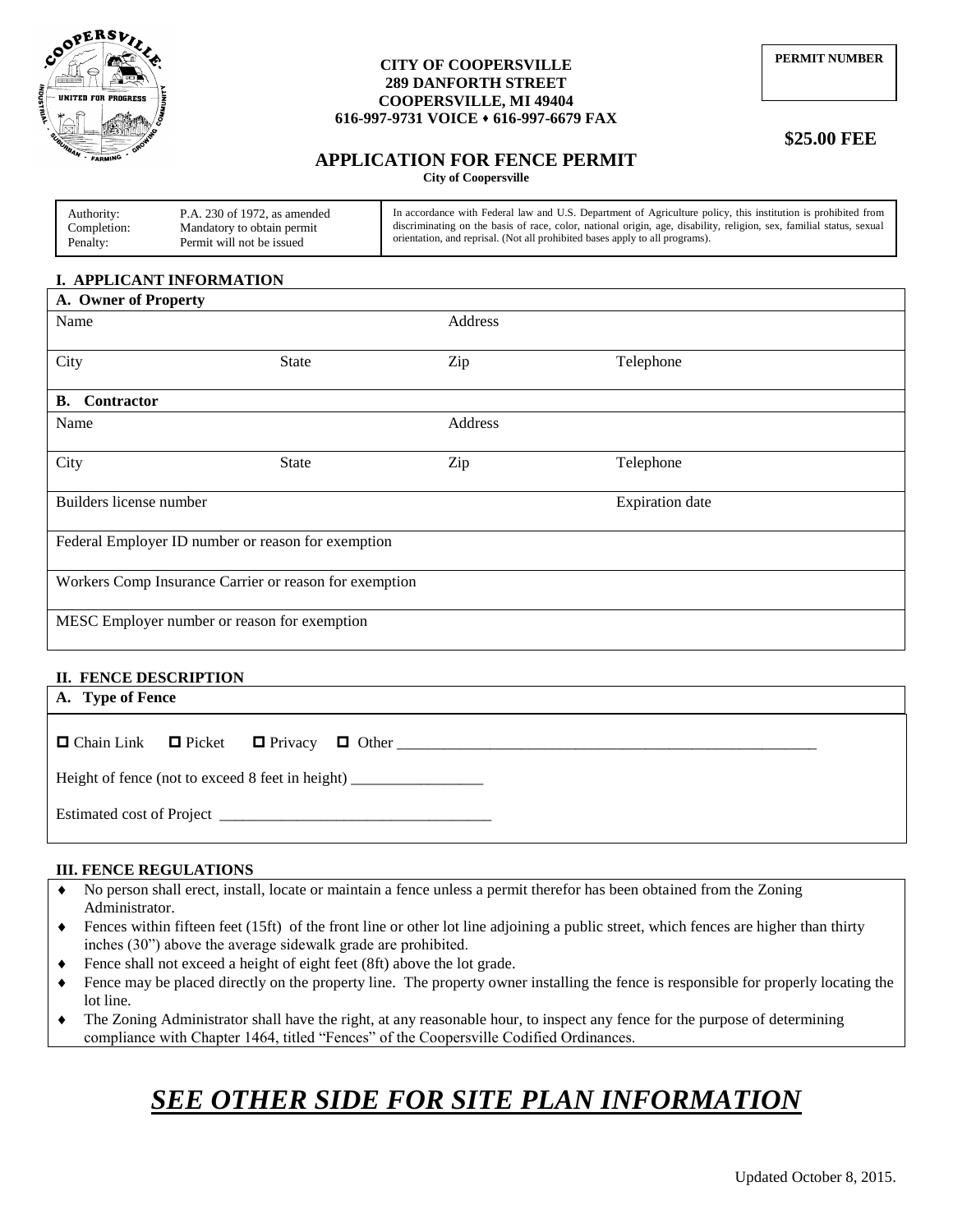**CITY OF COOPERSVILLE**
**289 DANFORTH STREET**
**COOPERSVILLE, MI 49404**
**616-997-9731 VOICE ♦ 616-997-6679 FAX**

**PERMIT NUMBER**

**$25.00 FEE**

# APPLICATION FOR FENCE PERMIT

**City of Coopersville**

| | |
|---|---|
| Authority: | P.A. 230 of 1972, as amended |
| Completion: | Mandatory to obtain permit |
| Penalty: | Permit will not be issued |

In accordance with Federal law and U.S. Department of Agriculture policy, this institution is prohibited from discriminating on the basis of race, color, national origin, age, disability, religion, sex, familial status, sexual orientation, and reprisal. (Not all prohibited bases apply to all programs).

## I. APPLICANT INFORMATION

**A. Owner of Property**

| Name | | Address | |
|---|---|---|---|
| City | State | Zip | Telephone |

**B. Contractor**

| Name | | Address | |
|---|---|---|---|
| City | State | Zip | Telephone |
| Builders license number | | | Expiration date |
| Federal Employer ID number or reason for exemption | | | |
| Workers Comp Insurance Carrier or reason for exemption | | | |
| MESC Employer number or reason for exemption | | | |

## II. FENCE DESCRIPTION

**A. Type of Fence**

☐ Chain Link ☐ Picket ☐ Privacy ☐ Other ______________________________________________________

Height of fence (not to exceed 8 feet in height) ________________

Estimated cost of Project __________________________________

## III. FENCE REGULATIONS

- No person shall erect, install, locate or maintain a fence unless a permit therefor has been obtained from the Zoning Administrator.
- Fences within fifteen feet (15ft) of the front line or other lot line adjoining a public street, which fences are higher than thirty inches (30") above the average sidewalk grade are prohibited.
- Fence shall not exceed a height of eight feet (8ft) above the lot grade.
- Fence may be placed directly on the property line. The property owner installing the fence is responsible for properly locating the lot line.
- The Zoning Administrator shall have the right, at any reasonable hour, to inspect any fence for the purpose of determining compliance with Chapter 1464, titled "Fences" of the Coopersville Codified Ordinances.

# *SEE OTHER SIDE FOR SITE PLAN INFORMATION*

Updated October 8, 2015.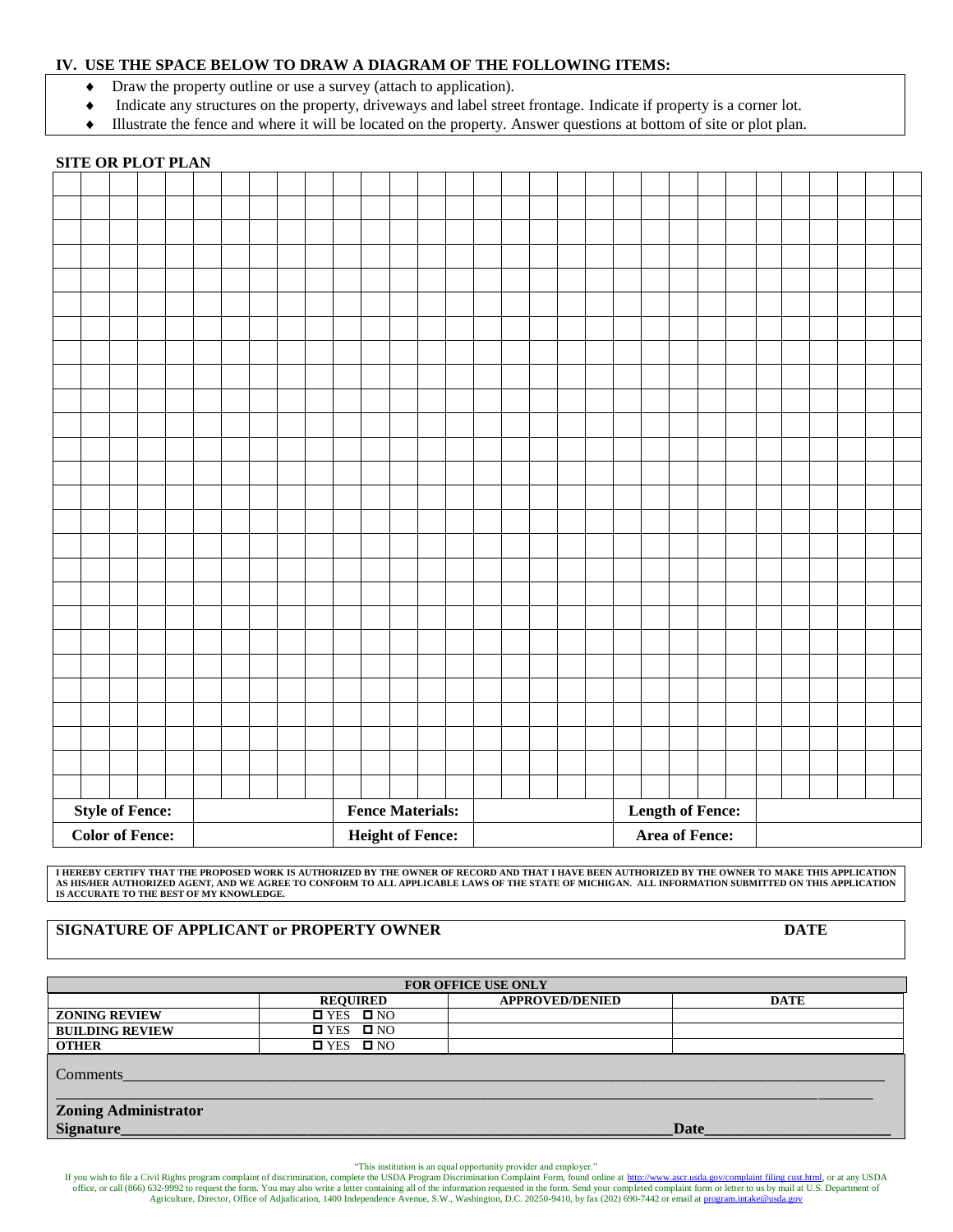## IV. USE THE SPACE BELOW TO DRAW A DIAGRAM OF THE FOLLOWING ITEMS:

- ♦ Draw the property outline or use a survey (attach to application).
- ♦ Indicate any structures on the property, driveways and label street frontage. Indicate if property is a corner lot.
- ♦ Illustrate the fence and where it will be located on the property. Answer questions at bottom of site or plot plan.

**SITE OR PLOT PLAN**

| | | | | | |
|---|---|---|---|---|---|
| **Style of Fence:** | | **Fence Materials:** | | **Length of Fence:** | |
| **Color of Fence:** | | **Height of Fence:** | | **Area of Fence:** | |

I HEREBY CERTIFY THAT THE PROPOSED WORK IS AUTHORIZED BY THE OWNER OF RECORD AND THAT I HAVE BEEN AUTHORIZED BY THE OWNER TO MAKE THIS APPLICATION AS HIS/HER AUTHORIZED AGENT, AND WE AGREE TO CONFORM TO ALL APPLICABLE LAWS OF THE STATE OF MICHIGAN. ALL INFORMATION SUBMITTED ON THIS APPLICATION IS ACCURATE TO THE BEST OF MY KNOWLEDGE.

**SIGNATURE OF APPLICANT or PROPERTY OWNER** **DATE**

**FOR OFFICE USE ONLY**

| | REQUIRED | APPROVED/DENIED | DATE |
|---|---|---|---|
| **ZONING REVIEW** | ☐ YES ☐ NO | | |
| **BUILDING REVIEW** | ☐ YES ☐ NO | | |
| **OTHER** | ☐ YES ☐ NO | | |

Comments_______________________________________________________________________________

_______________________________________________________________________________________

**Zoning Administrator**
**Signature**_____________________________________________________________________**Date**_______________________

"This institution is an equal opportunity provider and employer."

If you wish to file a Civil Rights program complaint of discrimination, complete the USDA Program Discrimination Complaint Form, found online at http://www.ascr.usda.gov/complaint filing cust.html, or at any USDA office, or call (866) 632-9992 to request the form. You may also write a letter containing all of the information requested in the form. Send your completed complaint form or letter to us by mail at U.S. Department of Agriculture, Director, Office of Adjudication, 1400 Independence Avenue, S.W., Washington, D.C. 20250-9410, by fax (202) 690-7442 or email at program.intake@usda.gov